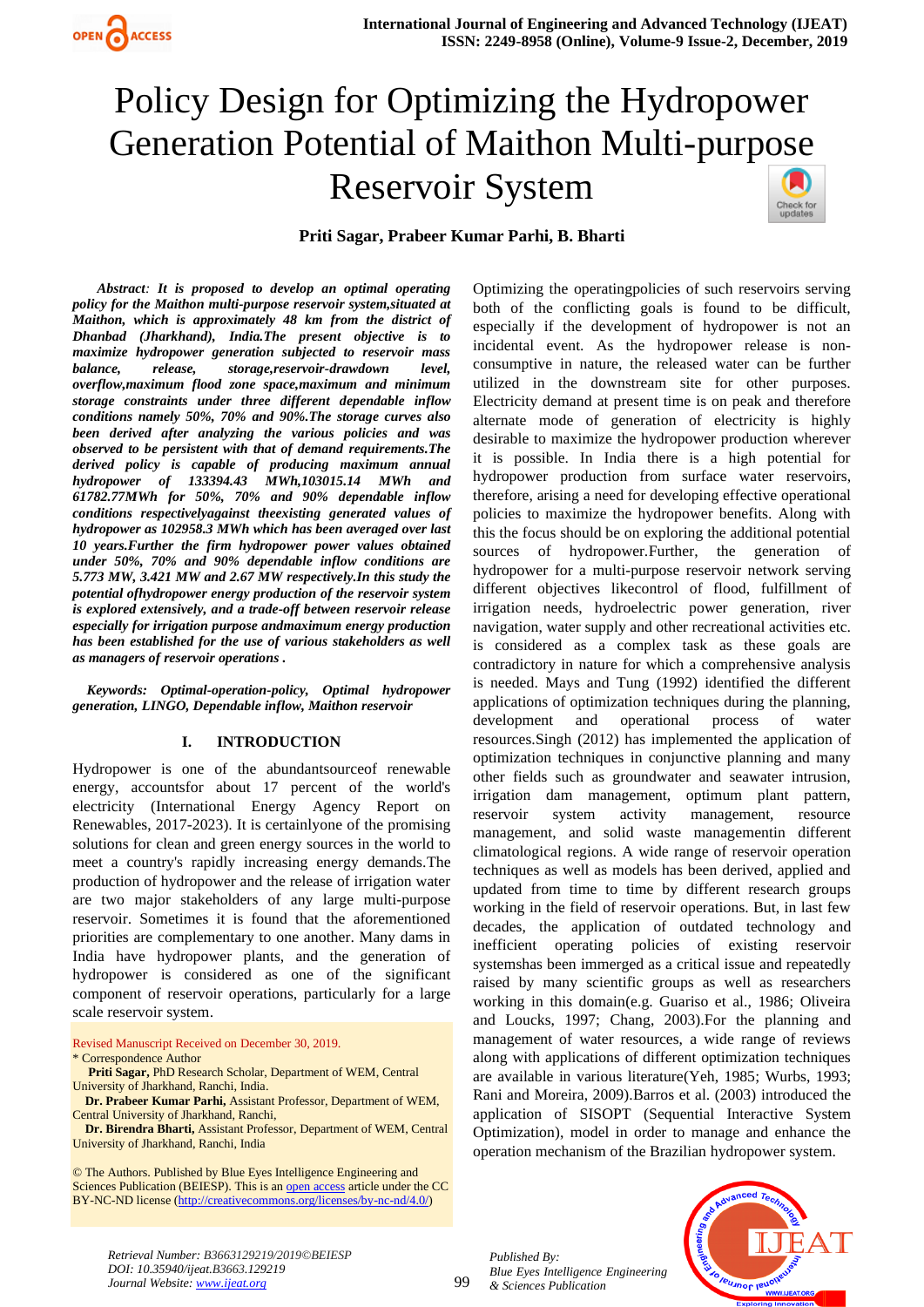# Policy Design for Optimizing the Hydropower Generation Potential of Maithon Multi-purpose Reservoir System

**Priti Sagar, Prabeer Kumar Parhi, B. Bharti**

***Abstract**: It is proposed to develop an optimal operating policy for the Maithon multi-purpose reservoir system,situated at Maithon, which is approximately 48 km from the district of Dhanbad (Jharkhand), India.The present objective is to maximize hydropower generation subjected to reservoir mass balance, release, storage,reservoir-drawdown level, overflow,maximum flood zone space,maximum and minimum storage constraints under three different dependable inflow conditions namely 50%, 70% and 90%.The storage curves also been derived after analyzing the various policies and was observed to be persistent with that of demand requirements.The derived policy is capable of producing maximum annual hydropower of 133394.43 MWh,103015.14 MWh and 61782.77MWh for 50%, 70% and 90% dependable inflow conditions respectivelyagainst theexisting generated values of hydropower as 102958.3 MWh which has been averaged over last 10 years.Further the firm hydropower power values obtained under 50%, 70% and 90% dependable inflow conditions are 5.773 MW, 3.421 MW and 2.67 MW respectively.In this study the potential ofhydropower energy production of the reservoir system is explored extensively, and a trade-off between reservoir release especially for irrigation purpose andmaximum energy production has been established for the use of various stakeholders as well as managers of reservoir operations .*

***Keywords**: Optimal-operation-policy, Optimal hydropower generation, LINGO, Dependable inflow, Maithon reservoir*

## I. INTRODUCTION

Hydropower is one of the abundantsourceof renewable energy, accountsfor about 17 percent of the world's electricity (International Energy Agency Report on Renewables, 2017-2023). It is certainlyone of the promising solutions for clean and green energy sources in the world to meet a country's rapidly increasing energy demands.The production of hydropower and the release of irrigation water are two major stakeholders of any large multi-purpose reservoir. Sometimes it is found that the aforementioned priorities are complementary to one another. Many dams in India have hydropower plants, and the generation of hydropower is considered as one of the significant component of reservoir operations, particularly for a large scale reservoir system.

Revised Manuscript Received on December 30, 2019.
\* Correspondence Author
**Priti Sagar,** PhD Research Scholar, Department of WEM, Central University of Jharkhand, Ranchi, India.
**Dr. Prabeer Kumar Parhi,** Assistant Professor, Department of WEM, Central University of Jharkhand, Ranchi,
**Dr. Birendra Bharti,** Assistant Professor, Department of WEM, Central University of Jharkhand, Ranchi, India

© The Authors. Published by Blue Eyes Intelligence Engineering and Sciences Publication (BEIESP). This is an open access article under the CC BY-NC-ND license (http://creativecommons.org/licenses/by-nc-nd/4.0/)

Optimizing the operatingpolicies of such reservoirs serving both of the conflicting goals is found to be difficult, especially if the development of hydropower is not an incidental event. As the hydropower release is non-consumptive in nature, the released water can be further utilized in the downstream site for other purposes. Electricity demand at present time is on peak and therefore alternate mode of generation of electricity is highly desirable to maximize the hydropower production wherever it is possible. In India there is a high potential for hydropower production from surface water reservoirs, therefore, arising a need for developing effective operational policies to maximize the hydropower benefits. Along with this the focus should be on exploring the additional potential sources of hydropower.Further, the generation of hydropower for a multi-purpose reservoir network serving different objectives likecontrol of flood, fulfillment of irrigation needs, hydroelectric power generation, river navigation, water supply and other recreational activities etc. is considered as a complex task as these goals are contradictory in nature for which a comprehensive analysis is needed. Mays and Tung (1992) identified the different applications of optimization techniques during the planning, development and operational process of water resources.Singh (2012) has implemented the application of optimization techniques in conjunctive planning and many other fields such as groundwater and seawater intrusion, irrigation dam management, optimum plant pattern, reservoir system activity management, resource management, and solid waste managementin different climatological regions. A wide range of reservoir operation techniques as well as models has been derived, applied and updated from time to time by different research groups working in the field of reservoir operations. But, in last few decades, the application of outdated technology and inefficient operating policies of existing reservoir systemshas been immerged as a critical issue and repeatedly raised by many scientific groups as well as researchers working in this domain(e.g. Guariso et al., 1986; Oliveira and Loucks, 1997; Chang, 2003).For the planning and management of water resources, a wide range of reviews along with applications of different optimization techniques are available in various literature(Yeh, 1985; Wurbs, 1993; Rani and Moreira, 2009).Barros et al. (2003) introduced the application of SISOPT (Sequential Interactive System Optimization), model in order to manage and enhance the operation mechanism of the Brazilian hydropower system.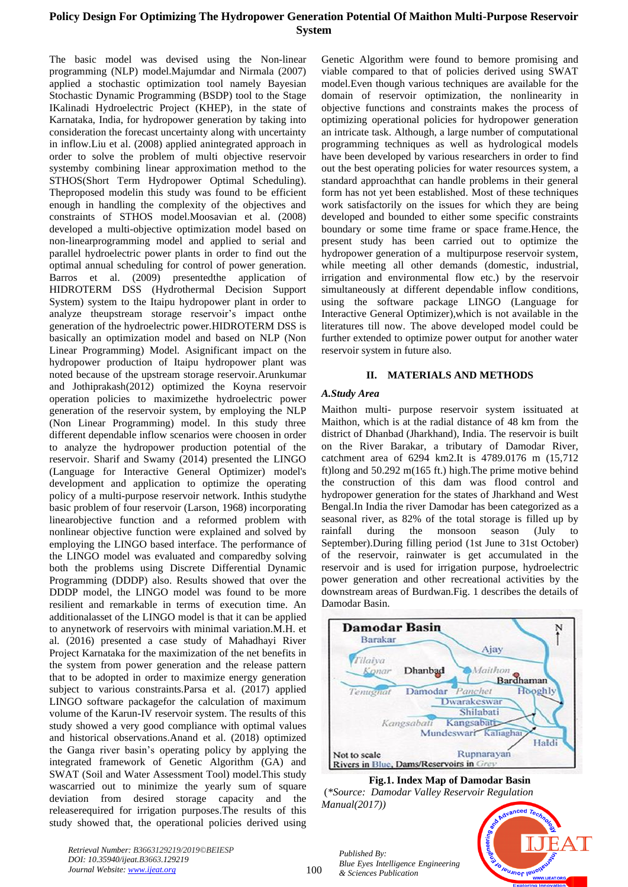The basic model was devised using the Non-linear programming (NLP) model.Majumdar and Nirmala (2007) applied a stochastic optimization tool namely Bayesian Stochastic Dynamic Programming (BSDP) tool to the Stage IKalinadi Hydroelectric Project (KHEP), in the state of Karnataka, India, for hydropower generation by taking into consideration the forecast uncertainty along with uncertainty in inflow.Liu et al. (2008) applied anintegrated approach in order to solve the problem of multi objective reservoir systemby combining linear approximation method to the STHOS(Short Term Hydropower Optimal Scheduling). Theproposed modelin this study was found to be efficient enough in handling the complexity of the objectives and constraints of STHOS model.Moosavian et al. (2008) developed a multi-objective optimization model based on non-linearprogramming model and applied to serial and parallel hydroelectric power plants in order to find out the optimal annual scheduling for control of power generation. Barros et al. (2009) presentedthe application of HIDROTERM DSS (Hydrothermal Decision Support System) system to the Itaipu hydropower plant in order to analyze theupstream storage reservoir's impact onthe generation of the hydroelectric power.HIDROTERM DSS is basically an optimization model and based on NLP (Non Linear Programming) Model. Asignificant impact on the hydropower production of Itaipu hydropower plant was noted because of the upstream storage reservoir.Arunkumar and Jothiprakash(2012) optimized the Koyna reservoir operation policies to maximizethe hydroelectric power generation of the reservoir system, by employing the NLP (Non Linear Programming) model. In this study three different dependable inflow scenarios were choosen in order to analyze the hydropower production potential of the reservoir. Sharif and Swamy (2014) presented the LINGO (Language for Interactive General Optimizer) model's development and application to optimize the operating policy of a multi-purpose reservoir network. Inthis studythe basic problem of four reservoir (Larson, 1968) incorporating linearobjective function and a reformed problem with nonlinear objective function were explained and solved by employing the LINGO based interface. The performance of the LINGO model was evaluated and comparedby solving both the problems using Discrete Differential Dynamic Programming (DDDP) also. Results showed that over the DDDP model, the LINGO model was found to be more resilient and remarkable in terms of execution time. An additionalasset of the LINGO model is that it can be applied to anynetwork of reservoirs with minimal variation.M.H. et al. (2016) presented a case study of Mahadhayi River Project Karnataka for the maximization of the net benefits in the system from power generation and the release pattern that to be adopted in order to maximize energy generation subject to various constraints.Parsa et al. (2017) applied LINGO software packagefor the calculation of maximum volume of the Karun-IV reservoir system. The results of this study showed a very good compliance with optimal values and historical observations.Anand et al. (2018) optimized the Ganga river basin's operating policy by applying the integrated framework of Genetic Algorithm (GA) and SWAT (Soil and Water Assessment Tool) model.This study wascarried out to minimize the yearly sum of square deviation from desired storage capacity and the releaserequired for irrigation purposes.The results of this study showed that, the operational policies derived using Genetic Algorithm were found to bemore promising and viable compared to that of policies derived using SWAT model.Even though various techniques are available for the domain of reservoir optimization, the nonlinearity in objective functions and constraints makes the process of optimizing operational policies for hydropower generation an intricate task. Although, a large number of computational programming techniques as well as hydrological models have been developed by various researchers in order to find out the best operating policies for water resources system, a standard approachthat can handle problems in their general form has not yet been established. Most of these techniques work satisfactorily on the issues for which they are being developed and bounded to either some specific constraints boundary or some time frame or space frame.Hence, the present study has been carried out to optimize the hydropower generation of a multipurpose reservoir system, while meeting all other demands (domestic, industrial, irrigation and environmental flow etc.) by the reservoir simultaneously at different dependable inflow conditions, using the software package LINGO (Language for Interactive General Optimizer),which is not available in the literatures till now. The above developed model could be further extended to optimize power output for another water reservoir system in future also.

## II. MATERIALS AND METHODS

### *A.Study Area*

Maithon multi- purpose reservoir system issituated at Maithon, which is at the radial distance of 48 km from the district of Dhanbad (Jharkhand), India. The reservoir is built on the River Barakar, a tributary of Damodar River, catchment area of 6294 km2.It is 4789.0176 m (15,712 ft)long and 50.292 m(165 ft.) high.The prime motive behind the construction of this dam was flood control and hydropower generation for the states of Jharkhand and West Bengal.In India the river Damodar has been categorized as a seasonal river, as 82% of the total storage is filled up by rainfall during the monsoon season (July to September).During filling period (1st June to 31st October) of the reservoir, rainwater is get accumulated in the reservoir and is used for irrigation purpose, hydroelectric power generation and other recreational activities by the downstream areas of Burdwan.Fig. 1 describes the details of Damodar Basin.

**Fig.1. Index Map of Damodar Basin**
(*Source: Damodar Valley Reservoir Regulation Manual(2017)*)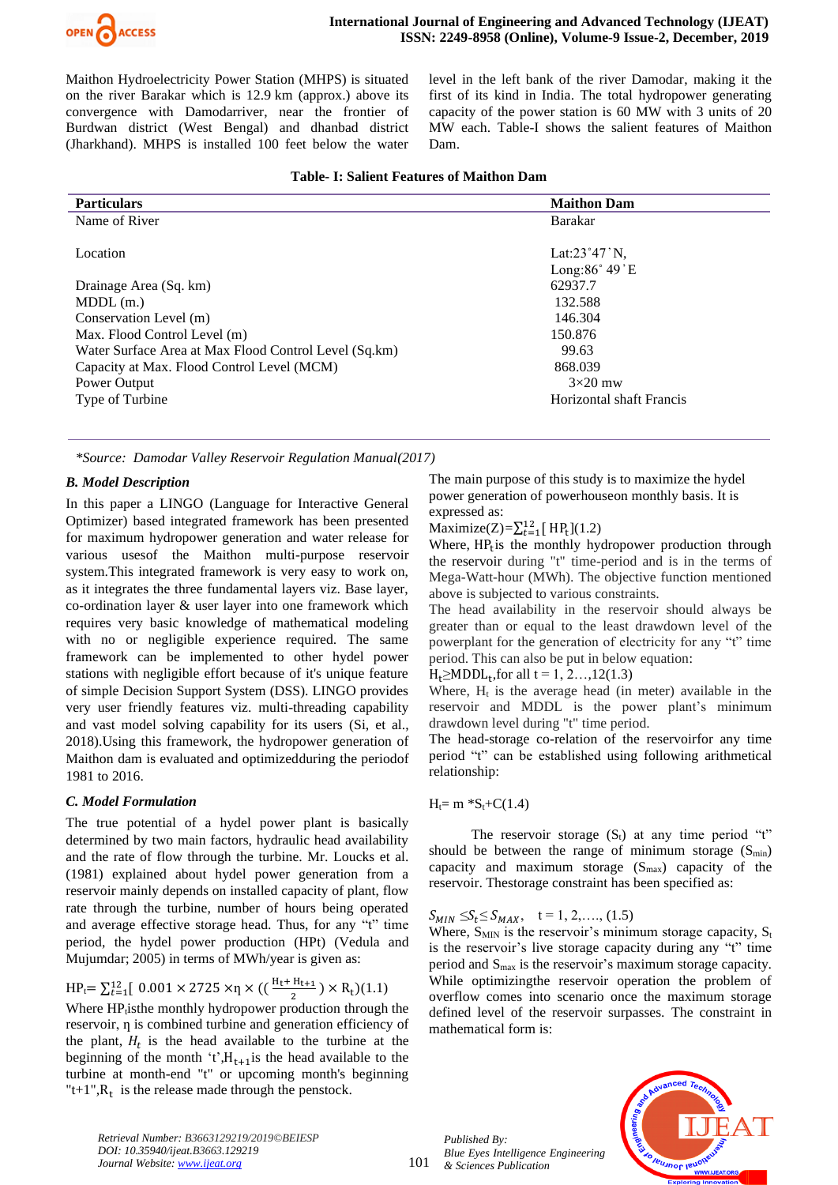Maithon Hydroelectricity Power Station (MHPS) is situated on the river Barakar which is 12.9 km (approx.) above its convergence with Damodarriver, near the frontier of Burdwan district (West Bengal) and dhanbad district (Jharkhand). MHPS is installed 100 feet below the water level in the left bank of the river Damodar, making it the first of its kind in India. The total hydropower generating capacity of the power station is 60 MW with 3 units of 20 MW each. Table-I shows the salient features of Maithon Dam.

**Table- I: Salient Features of Maithon Dam**

| Particulars | Maithon Dam |
|---|---|
| Name of River | Barakar |
| Location | Lat:23˚47`N, Long:86˚ 49`E |
| Drainage Area (Sq. km) | 62937.7 |
| MDDL (m.) | 132.588 |
| Conservation Level (m) | 146.304 |
| Max. Flood Control Level (m) | 150.876 |
| Water Surface Area at Max Flood Control Level (Sq.km) | 99.63 |
| Capacity at Max. Flood Control Level (MCM) | 868.039 |
| Power Output | 3×20 mw |
| Type of Turbine | Horizontal shaft Francis |

*\*Source: Damodar Valley Reservoir Regulation Manual(2017)*

### *B. Model Description*

In this paper a LINGO (Language for Interactive General Optimizer) based integrated framework has been presented for maximum hydropower generation and water release for various usesof the Maithon multi-purpose reservoir system.This integrated framework is very easy to work on, as it integrates the three fundamental layers viz. Base layer, co-ordination layer & user layer into one framework which requires very basic knowledge of mathematical modeling with no or negligible experience required. The same framework can be implemented to other hydel power stations with negligible effort because of it's unique feature of simple Decision Support System (DSS). LINGO provides very user friendly features viz. multi-threading capability and vast model solving capability for its users (Si, et al., 2018).Using this framework, the hydropower generation of Maithon dam is evaluated and optimizedduring the periodof 1981 to 2016.

### *C. Model Formulation*

The true potential of a hydel power plant is basically determined by two main factors, hydraulic head availability and the rate of flow through the turbine. Mr. Loucks et al. (1981) explained about hydel power generation from a reservoir mainly depends on installed capacity of plant, flow rate through the turbine, number of hours being operated and average effective storage head. Thus, for any "t" time period, the hydel power production (HPt) (Vedula and Mujumdar; 2005) in terms of MWh/year is given as:

$$HP_t = \sum_{t=1}^{12}[\ 0.001 \times 2725 \times \eta \times ((\frac{H_t + H_{t+1}}{2}) \times R_t)(1.1)$$

Where $HP_t$ isthe monthly hydropower production through the reservoir, η is combined turbine and generation efficiency of the plant, $H_t$ is the head available to the turbine at the beginning of the month 't', $H_{t+1}$ is the head available to the turbine at month-end "t" or upcoming month's beginning "t+1", $R_t$ is the release made through the penstock.

The main purpose of this study is to maximize the hydel power generation of powerhouseon monthly basis. It is expressed as:

$$\text{Maximize}(Z) = \sum_{t=1}^{12}[\ HP_t](1.2)$$

Where, $HP_t$ is the monthly hydropower production through the reservoir during "t" time-period and is in the terms of Mega-Watt-hour (MWh). The objective function mentioned above is subjected to various constraints.

The head availability in the reservoir should always be greater than or equal to the least drawdown level of the powerplant for the generation of electricity for any "t" time period. This can also be put in below equation:

$$H_t \geq MDDL_t, \text{for all } t = 1, 2\ldots,12(1.3)$$

Where, $H_t$ is the average head (in meter) available in the reservoir and MDDL is the power plant's minimum drawdown level during "t" time period.

The head-storage co-relation of the reservoir for any time period "t" can be established using following arithmetical relationship:

$$H_t = m * S_t + C(1.4)$$

The reservoir storage ($S_t$) at any time period "t" should be between the range of minimum storage ($S_{min}$) capacity and maximum storage ($S_{max}$) capacity of the reservoir. Thestorage constraint has been specified as:

$$S_{MIN} \leq S_t \leq S_{MAX}, \quad t = 1, 2, \ldots., (1.5)$$

Where, $S_{MIN}$ is the reservoir's minimum storage capacity, $S_t$ is the reservoir's live storage capacity during any "t" time period and $S_{max}$ is the reservoir's maximum storage capacity. While optimizingthe reservoir operation the problem of overflow comes into scenario once the maximum storage defined level of the reservoir surpasses. The constraint in mathematical form is: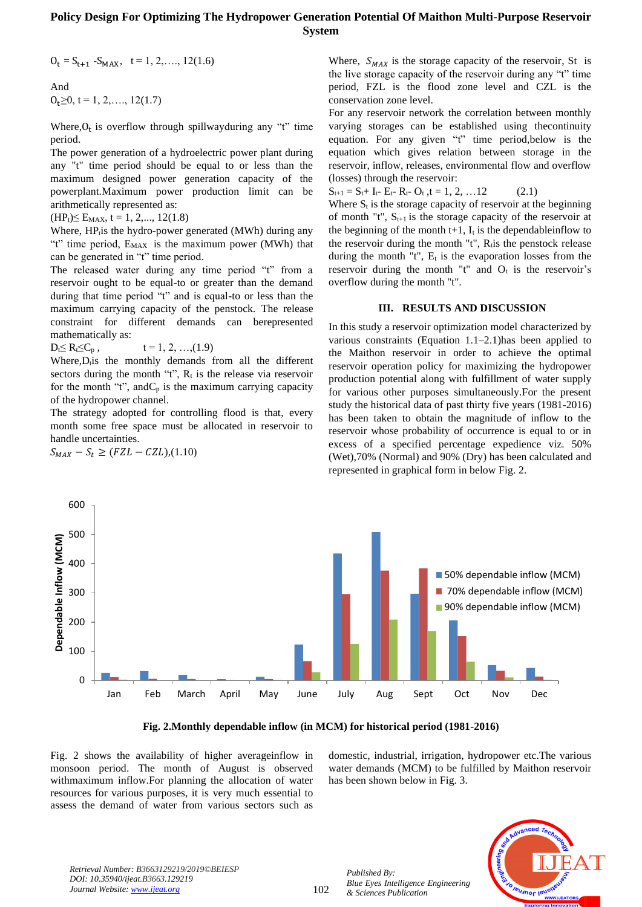$O_t = S_{t+1} - S_{MAX}$, t = 1, 2,…., 12(1.6)

And

$O_t \geq 0$, t = 1, 2,…., 12(1.7)

Where,$O_t$ is overflow through spillwayduring any "t" time period.

The power generation of a hydroelectric power plant during any "t" time period should be equal to or less than the maximum designed power generation capacity of the powerplant.Maximum power production limit can be arithmetically represented as:

$(HP_t) \leq E_{MAX}$, t = 1, 2,..., 12(1.8)

Where, $HP_t$is the hydro-power generated (MWh) during any "t" time period, $E_{MAX}$ is the maximum power (MWh) that can be generated in "t" time period.

The released water during any time period "t" from a reservoir ought to be equal-to or greater than the demand during that time period "t" and is equal-to or less than the maximum carrying capacity of the penstock. The release constraint for different demands can berepresented mathematically as:

$D_t \leq R_t \leq C_p$ , t = 1, 2, …,(1.9)

Where,$D_t$is the monthly demands from all the different sectors during the month "t", $R_t$ is the release via reservoir for the month "t", and$C_p$ is the maximum carrying capacity of the hydropower channel.

The strategy adopted for controlling flood is that, every month some free space must be allocated in reservoir to handle uncertainties.

$S_{MAX} - S_t \geq (FZL - CZL)$,(1.10)

Where, $S_{MAX}$ is the storage capacity of the reservoir, St is the live storage capacity of the reservoir during any "t" time period, FZL is the flood zone level and CZL is the conservation zone level.

For any reservoir network the correlation between monthly varying storages can be established using thecontinuity equation. For any given "t" time period,below is the equation which gives relation between storage in the reservoir, inflow, releases, environmental flow and overflow (losses) through the reservoir:

$S_{t+1} = S_t + I_t - E_t - R_t - O_t$ ,t = 1, 2, …12 (2.1)

Where $S_t$ is the storage capacity of reservoir at the beginning of month "t", $S_{t+1}$ is the storage capacity of the reservoir at the beginning of the month t+1, $I_t$ is the dependableinflow to the reservoir during the month "t", $R_t$is the penstock release during the month "t", $E_t$ is the evaporation losses from the reservoir during the month "t" and $O_t$ is the reservoir's overflow during the month "t".

## III. RESULTS AND DISCUSSION

In this study a reservoir optimization model characterized by various constraints (Equation 1.1–2.1)has been applied to the Maithon reservoir in order to achieve the optimal reservoir operation policy for maximizing the hydropower production potential along with fulfillment of water supply for various other purposes simultaneously.For the present study the historical data of past thirty five years (1981-2016) has been taken to obtain the magnitude of inflow to the reservoir whose probability of occurrence is equal to or in excess of a specified percentage expedience viz. 50% (Wet),70% (Normal) and 90% (Dry) has been calculated and represented in graphical form in below Fig. 2.

**Fig. 2.Monthly dependable inflow (in MCM) for historical period (1981-2016)**

Fig. 2 shows the availability of higher averageinflow in monsoon period. The month of August is observed withmaximum inflow.For planning the allocation of water resources for various purposes, it is very much essential to assess the demand of water from various sectors such as domestic, industrial, irrigation, hydropower etc.The various water demands (MCM) to be fulfilled by Maithon reservoir has been shown below in Fig. 3.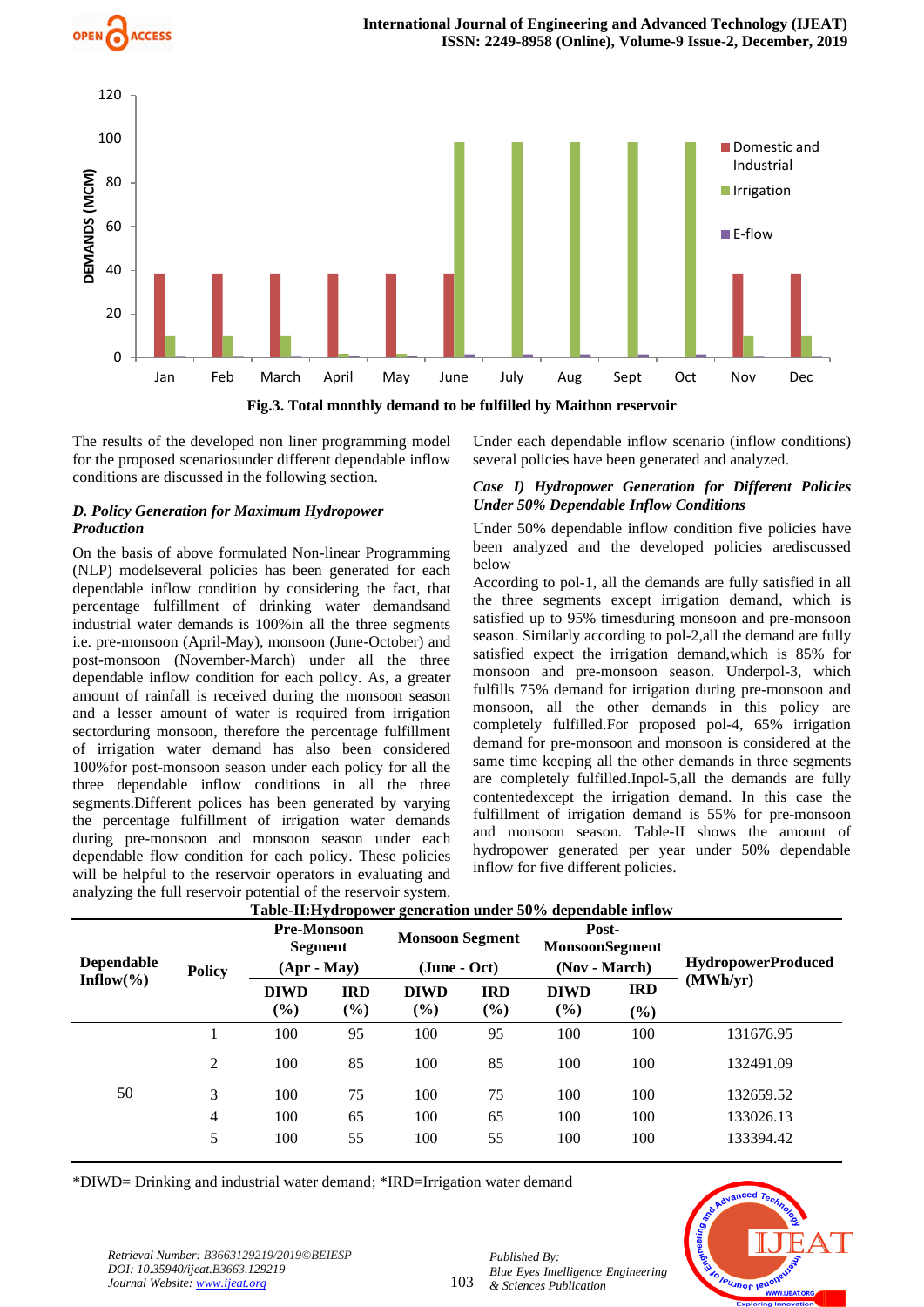Fig.3. Total monthly demand to be fulfilled by Maithon reservoir

The results of the developed non liner programming model for the proposed scenariosunder different dependable inflow conditions are discussed in the following section.

### *D. Policy Generation for Maximum Hydropower Production*

On the basis of above formulated Non-linear Programming (NLP) modelseveral policies has been generated for each dependable inflow condition by considering the fact, that percentage fulfillment of drinking water demandsand industrial water demands is 100%in all the three segments i.e. pre-monsoon (April-May), monsoon (June-October) and post-monsoon (November-March) under all the three dependable inflow condition for each policy. As, a greater amount of rainfall is received during the monsoon season and a lesser amount of water is required from irrigation sectorduring monsoon, therefore the percentage fulfillment of irrigation water demand has also been considered 100%for post-monsoon season under each policy for all the three dependable inflow conditions in all the three segments.Different polices has been generated by varying the percentage fulfillment of irrigation water demands during pre-monsoon and monsoon season under each dependable flow condition for each policy. These policies will be helpful to the reservoir operators in evaluating and analyzing the full reservoir potential of the reservoir system.

Under each dependable inflow scenario (inflow conditions) several policies have been generated and analyzed.

### *Case I) Hydropower Generation for Different Policies Under 50% Dependable Inflow Conditions*

Under 50% dependable inflow condition five policies have been analyzed and the developed policies arediscussed below

According to pol-1, all the demands are fully satisfied in all the three segments except irrigation demand, which is satisfied up to 95% timesduring monsoon and pre-monsoon season. Similarly according to pol-2,all the demand are fully satisfied expect the irrigation demand,which is 85% for monsoon and pre-monsoon season. Underpol-3, which fulfills 75% demand for irrigation during pre-monsoon and monsoon, all the other demands in this policy are completely fulfilled.For proposed pol-4, 65% irrigation demand for pre-monsoon and monsoon is considered at the same time keeping all the other demands in three segments are completely fulfilled.Inpol-5,all the demands are fully contentedexcept the irrigation demand. In this case the fulfillment of irrigation demand is 55% for pre-monsoon and monsoon season. Table-II shows the amount of hydropower generated per year under 50% dependable inflow for five different policies.

**Table-II:Hydropower generation under 50% dependable inflow**

| Dependable Inflow(%) | Policy | Pre-Monsoon Segment (Apr - May) | | Monsoon Segment (June - Oct) | | Post-MonsoonSegment (Nov - March) | | HydropowerProduced (MWh/yr) |
|---|---|---|---|---|---|---|---|---|
| | | DIWD (%) | IRD (%) | DIWD (%) | IRD (%) | DIWD (%) | IRD (%) | |
| 50 | 1 | 100 | 95 | 100 | 95 | 100 | 100 | 131676.95 |
| | 2 | 100 | 85 | 100 | 85 | 100 | 100 | 132491.09 |
| | 3 | 100 | 75 | 100 | 75 | 100 | 100 | 132659.52 |
| | 4 | 100 | 65 | 100 | 65 | 100 | 100 | 133026.13 |
| | 5 | 100 | 55 | 100 | 55 | 100 | 100 | 133394.42 |

*DIWD= Drinking and industrial water demand; *IRD=Irrigation water demand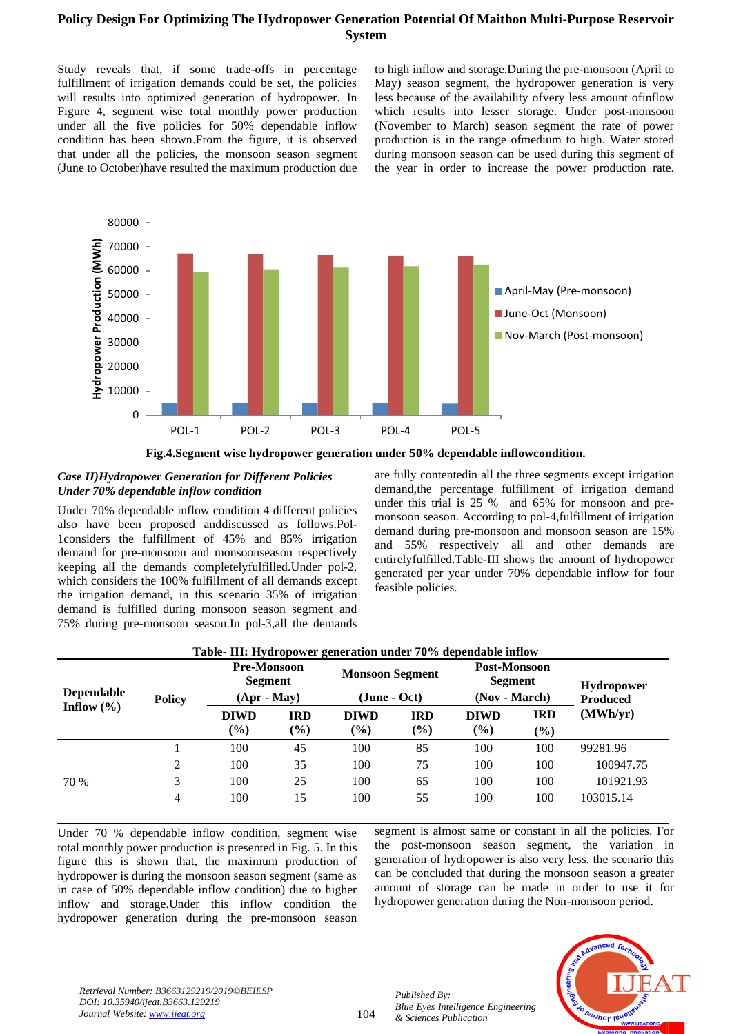Study reveals that, if some trade-offs in percentage fulfillment of irrigation demands could be set, the policies will results into optimized generation of hydropower. In Figure 4, segment wise total monthly power production under all the five policies for 50% dependable inflow condition has been shown.From the figure, it is observed that under all the policies, the monsoon season segment (June to October)have resulted the maximum production due to high inflow and storage.During the pre-monsoon (April to May) season segment, the hydropower generation is very less because of the availability ofvery less amount ofinflow which results into lesser storage. Under post-monsoon (November to March) season segment the rate of power production is in the range ofmedium to high. Water stored during monsoon season can be used during this segment of the year in order to increase the power production rate.

**Fig.4.Segment wise hydropower generation under 50% dependable inflowcondition.**

***Case II)Hydropower Generation for Different Policies Under 70% dependable inflow condition***

Under 70% dependable inflow condition 4 different policies also have been proposed anddiscussed as follows.Pol-1considers the fulfillment of 45% and 85% irrigation demand for pre-monsoon and monsoonseason respectively keeping all the demands completelyfulfilled.Under pol-2, which considers the 100% fulfillment of all demands except the irrigation demand, in this scenario 35% of irrigation demand is fulfilled during monsoon season segment and 75% during pre-monsoon season.In pol-3,all the demands are fully contentedin all the three segments except irrigation demand,the percentage fulfillment of irrigation demand under this trial is 25 % and 65% for monsoon and pre-monsoon season. According to pol-4,fulfillment of irrigation demand during pre-monsoon and monsoon season are 15% and 55% respectively all and other demands are entirelyfulfilled.Table-III shows the amount of hydropower generated per year under 70% dependable inflow for four feasible policies.

**Table- III: Hydropower generation under 70% dependable inflow**

| Dependable Inflow (%) | Policy | Pre-Monsoon Segment (Apr - May) | | Monsoon Segment (June - Oct) | | Post-Monsoon Segment (Nov - March) | | Hydropower Produced (MWh/yr) |
|---|---|---|---|---|---|---|---|---|
| | | DIWD (%) | IRD (%) | DIWD (%) | IRD (%) | DIWD (%) | IRD (%) | |
| 70 % | 1 | 100 | 45 | 100 | 85 | 100 | 100 | 99281.96 |
| | 2 | 100 | 35 | 100 | 75 | 100 | 100 | 100947.75 |
| | 3 | 100 | 25 | 100 | 65 | 100 | 100 | 101921.93 |
| | 4 | 100 | 15 | 100 | 55 | 100 | 100 | 103015.14 |

Under 70 % dependable inflow condition, segment wise total monthly power production is presented in Fig. 5. In this figure this is shown that, the maximum production of hydropower is during the monsoon season segment (same as in case of 50% dependable inflow condition) due to higher inflow and storage.Under this inflow condition the hydropower generation during the pre-monsoon season segment is almost same or constant in all the policies. For the post-monsoon season segment, the variation in generation of hydropower is also very less. the scenario this can be concluded that during the monsoon season a greater amount of storage can be made in order to use it for hydropower generation during the Non-monsoon period.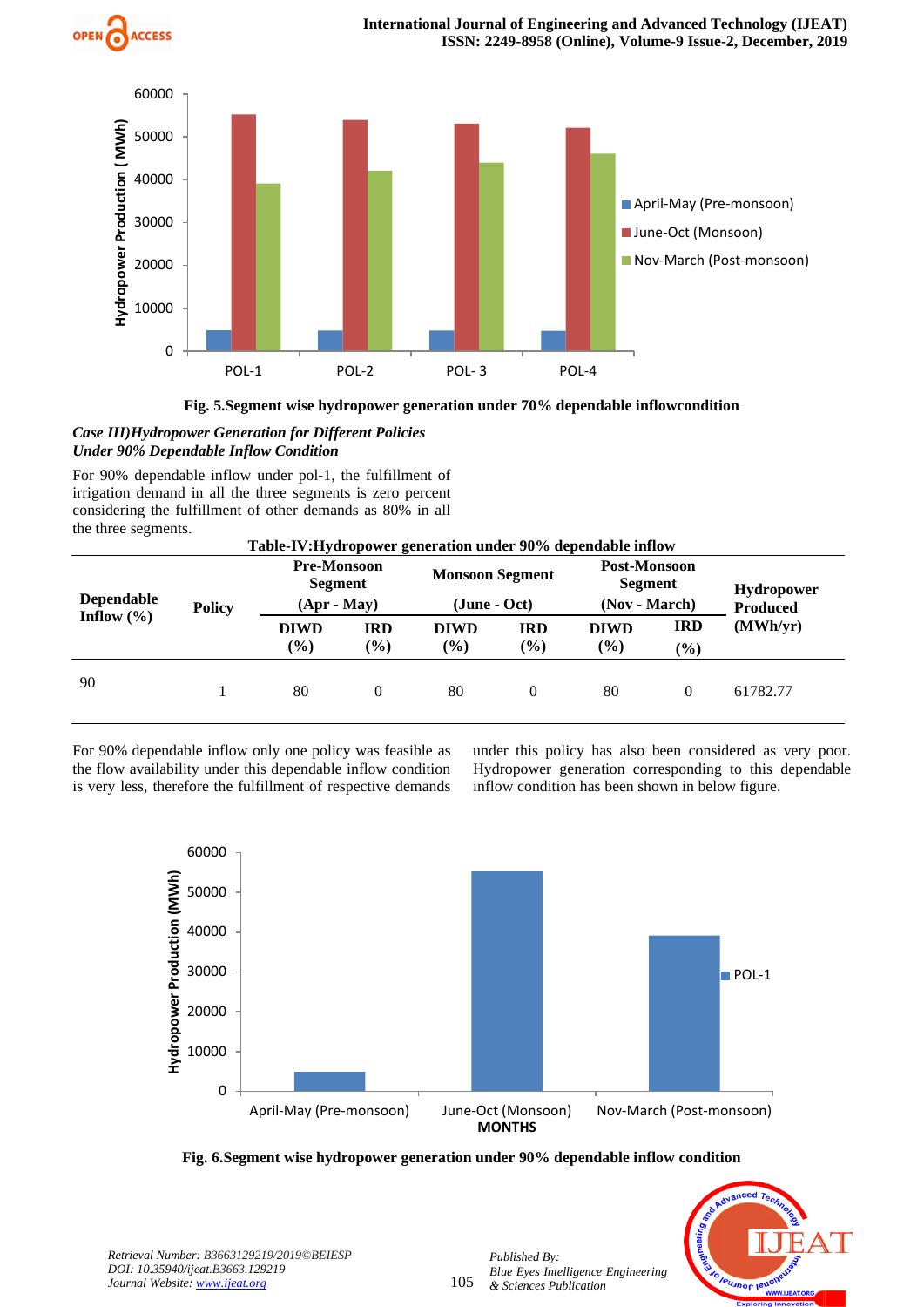Fig. 5.Segment wise hydropower generation under 70% dependable inflowcondition

*Case III)Hydropower Generation for Different Policies Under 90% Dependable Inflow Condition*

For 90% dependable inflow under pol-1, the fulfillment of irrigation demand in all the three segments is zero percent considering the fulfillment of other demands as 80% in all the three segments.

**Table-IV:Hydropower generation under 90% dependable inflow**

| Dependable Inflow (%) | Policy | Pre-Monsoon Segment (Apr - May) | | Monsoon Segment (June - Oct) | | Post-Monsoon Segment (Nov - March) | | Hydropower Produced (MWh/yr) |
|---|---|---|---|---|---|---|---|---|
| | | DIWD (%) | IRD (%) | DIWD (%) | IRD (%) | DIWD (%) | IRD (%) | |
| 90 | 1 | 80 | 0 | 80 | 0 | 80 | 0 | 61782.77 |

For 90% dependable inflow only one policy was feasible as the flow availability under this dependable inflow condition is very less, therefore the fulfillment of respective demands under this policy has also been considered as very poor. Hydropower generation corresponding to this dependable inflow condition has been shown in below figure.

Fig. 6.Segment wise hydropower generation under 90% dependable inflow condition

*Retrieval Number: B3663129219/2019©BEIESP*
*DOI: 10.35940/ijeat.B3663.129219*
*Journal Website: www.ijeat.org*

*Published By:*
*Blue Eyes Intelligence Engineering & Sciences Publication*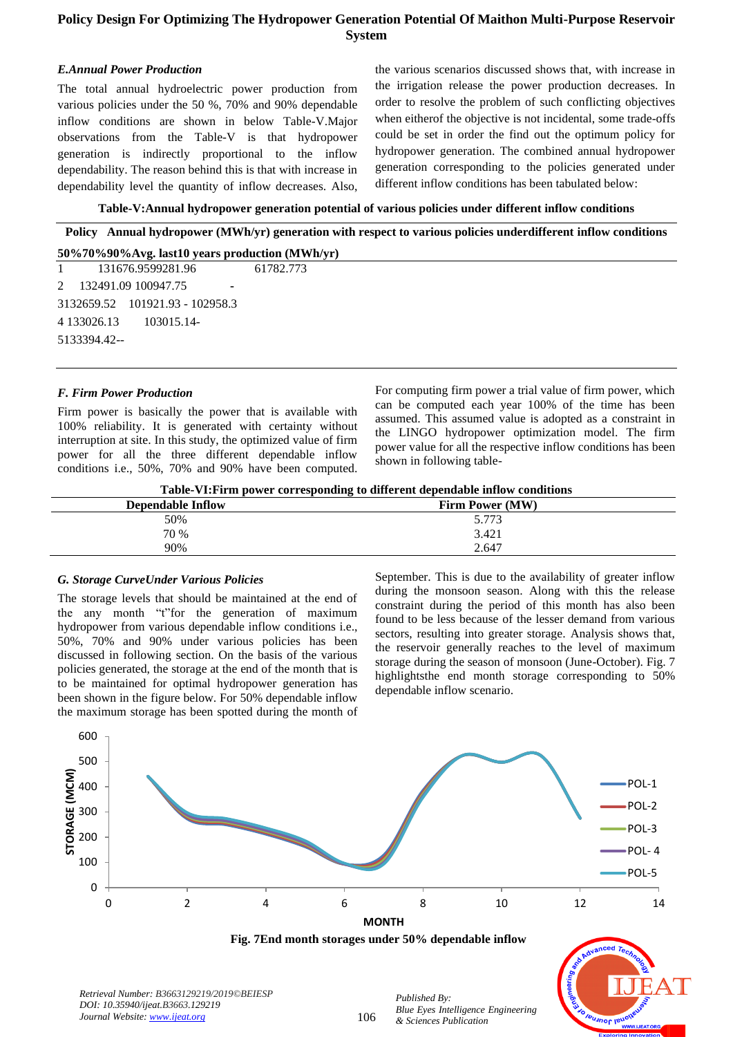### E. Annual Power Production

The total annual hydroelectric power production from various policies under the 50 %, 70% and 90% dependable inflow conditions are shown in below Table-V.Major observations from the Table-V is that hydropower generation is indirectly proportional to the inflow dependability. The reason behind this is that with increase in dependability level the quantity of inflow decreases. Also, the various scenarios discussed shows that, with increase in the irrigation release the power production decreases. In order to resolve the problem of such conflicting objectives when eitherof the objective is not incidental, some trade-offs could be set in order the find out the optimum policy for hydropower generation. The combined annual hydropower generation corresponding to the policies generated under different inflow conditions has been tabulated below:

**Table-V:Annual hydropower generation potential of various policies under different inflow conditions**

| Policy | Annual hydropower (MWh/yr) generation with respect to various policies underdifferent inflow conditions | | | |
|---|---|---|---|---|
| | 50% | 70% | 90% | Avg. last10 years production (MWh/yr) |
| 1 | 131676.95 | 99281.96 | | 61782.773 |
| 2 | 132491.09 | 100947.75 | - | |
| 3 | 132659.52 | 101921.93 | - 102958.3 | |
| 4 | 133026.13 | 103015.14 | - | |
| 5 | 133394.42 | - | - | |

### F. Firm Power Production

Firm power is basically the power that is available with 100% reliability. It is generated with certainty without interruption at site. In this study, the optimized value of firm power for all the three different dependable inflow conditions i.e., 50%, 70% and 90% have been computed. For computing firm power a trial value of firm power, which can be computed each year 100% of the time has been assumed. This assumed value is adopted as a constraint in the LINGO hydropower optimization model. The firm power value for all the respective inflow conditions has been shown in following table-

**Table-VI:Firm power corresponding to different dependable inflow conditions**

| Dependable Inflow | Firm Power (MW) |
|---|---|
| 50% | 5.773 |
| 70 % | 3.421 |
| 90% | 2.647 |

### G. Storage CurveUnder Various Policies

The storage levels that should be maintained at the end of the any month "t"for the generation of maximum hydropower from various dependable inflow conditions i.e., 50%, 70% and 90% under various policies has been discussed in following section. On the basis of the various policies generated, the storage at the end of the month that is to be maintained for optimal hydropower generation has been shown in the figure below. For 50% dependable inflow the maximum storage has been spotted during the month of September. This is due to the availability of greater inflow during the monsoon season. Along with this the release constraint during the period of this month has also been found to be less because of the lesser demand from various sectors, resulting into greater storage. Analysis shows that, the reservoir generally reaches to the level of maximum storage during the season of monsoon (June-October). Fig. 7 highlightsthe end month storage corresponding to 50% dependable inflow scenario.

**Fig. 7End month storages under 50% dependable inflow**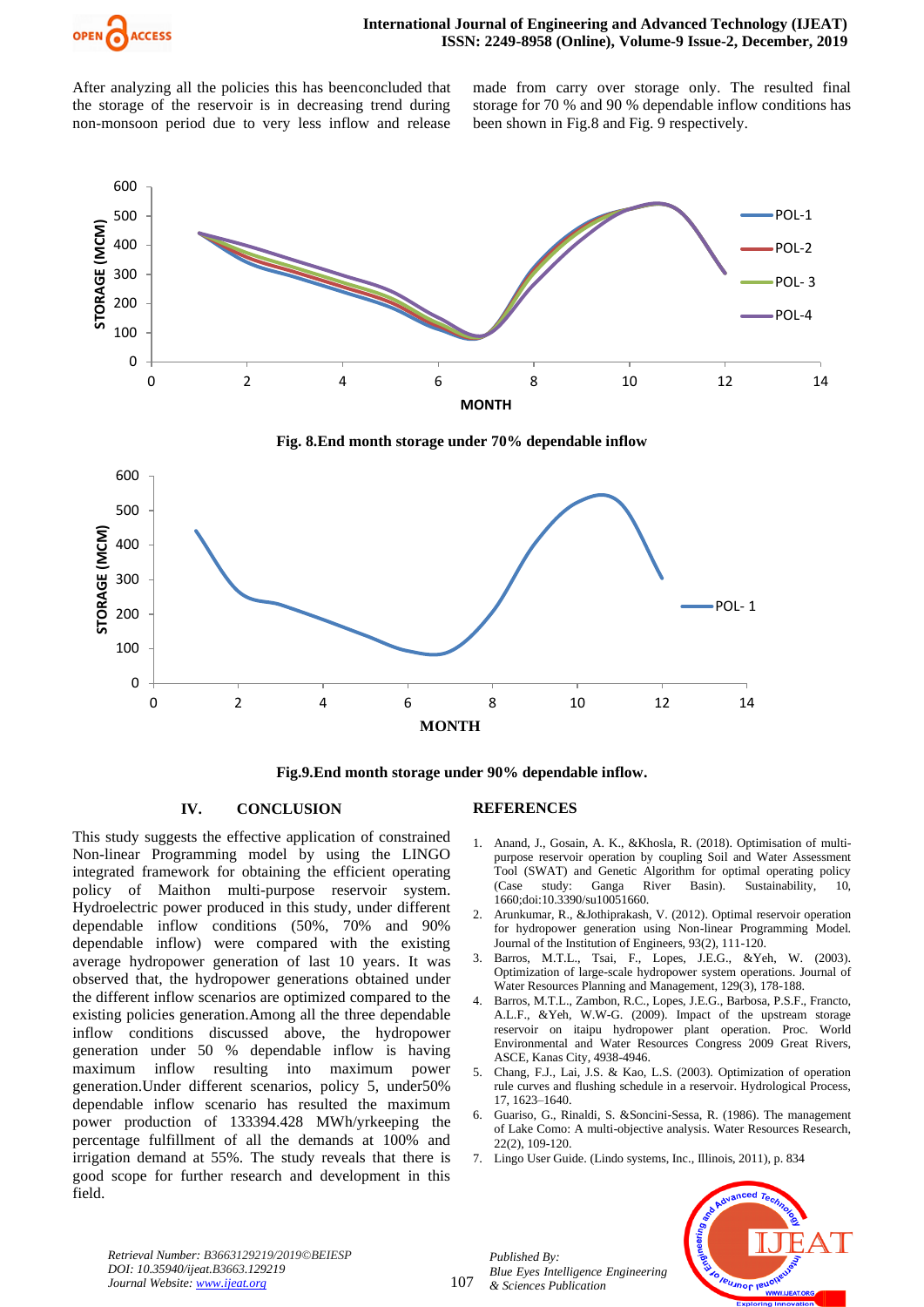After analyzing all the policies this has beenconcluded that the storage of the reservoir is in decreasing trend during non-monsoon period due to very less inflow and release made from carry over storage only. The resulted final storage for 70 % and 90 % dependable inflow conditions has been shown in Fig.8 and Fig. 9 respectively.

**Fig. 8.End month storage under 70% dependable inflow**

**Fig.9.End month storage under 90% dependable inflow.**

## IV. CONCLUSION

This study suggests the effective application of constrained Non-linear Programming model by using the LINGO integrated framework for obtaining the efficient operating policy of Maithon multi-purpose reservoir system. Hydroelectric power produced in this study, under different dependable inflow conditions (50%, 70% and 90% dependable inflow) were compared with the existing average hydropower generation of last 10 years. It was observed that, the hydropower generations obtained under the different inflow scenarios are optimized compared to the existing policies generation.Among all the three dependable inflow conditions discussed above, the hydropower generation under 50 % dependable inflow is having maximum inflow resulting into maximum power generation.Under different scenarios, policy 5, under50% dependable inflow scenario has resulted the maximum power production of 133394.428 MWh/yrkeeping the percentage fulfillment of all the demands at 100% and irrigation demand at 55%. The study reveals that there is good scope for further research and development in this field.

## REFERENCES

1. Anand, J., Gosain, A. K., &Khosla, R. (2018). Optimisation of multi-purpose reservoir operation by coupling Soil and Water Assessment Tool (SWAT) and Genetic Algorithm for optimal operating policy (Case study: Ganga River Basin). Sustainability, 10, 1660;doi:10.3390/su10051660.
2. Arunkumar, R., &Jothiprakash, V. (2012). Optimal reservoir operation for hydropower generation using Non-linear Programming Model. Journal of the Institution of Engineers, 93(2), 111-120.
3. Barros, M.T.L., Tsai, F., Lopes, J.E.G., &Yeh, W. (2003). Optimization of large-scale hydropower system operations. Journal of Water Resources Planning and Management, 129(3), 178-188.
4. Barros, M.T.L., Zambon, R.C., Lopes, J.E.G., Barbosa, P.S.F., Francto, A.L.F., &Yeh, W.W-G. (2009). Impact of the upstream storage reservoir on itaipu hydropower plant operation. Proc. World Environmental and Water Resources Congress 2009 Great Rivers, ASCE, Kanas City, 4938-4946.
5. Chang, F.J., Lai, J.S. & Kao, L.S. (2003). Optimization of operation rule curves and flushing schedule in a reservoir. Hydrological Process, 17, 1623–1640.
6. Guariso, G., Rinaldi, S. &Soncini-Sessa, R. (1986). The management of Lake Como: A multi-objective analysis. Water Resources Research, 22(2), 109-120.
7. Lingo User Guide. (Lindo systems, Inc., Illinois, 2011), p. 834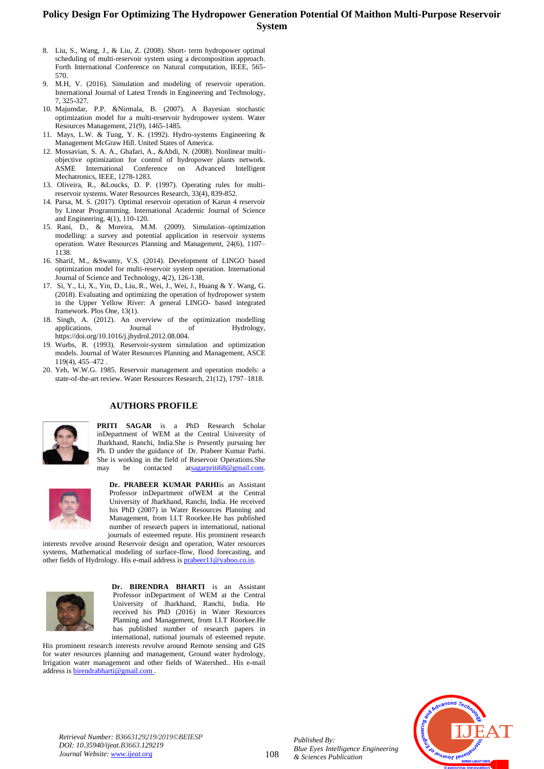8. Liu, S., Wang, J., & Liu, Z. (2008). Short- term hydropower optimal scheduling of multi-reservoir system using a decomposition approach. Forth International Conference on Natural computation, IEEE, 565-570.
9. M.H, V. (2016). Simulation and modeling of reservoir operation. International Journal of Latest Trends in Engineering and Technology, 7, 325-327.
10. Majumdar, P.P. &Nirmala, B. (2007). A Bayesian stochastic optimization model for a multi-reservoir hydropower system. Water Resources Management, 21(9), 1465-1485.
11. Mays, L.W. & Tung, Y. K. (1992). Hydro-systems Engineering & Management McGraw Hill. United States of America.
12. Mossavian, S. A. A., Ghafari, A., &Abdi, N. (2008). Nonlinear multi-objective optimization for control of hydropower plants network. ASME International Conference on Advanced Intelligent Mechatronics, IEEE, 1278-1283.
13. Oliveira, R., &Loucks, D. P. (1997). Operating rules for multi-reservoir systems. Water Resources Research, 33(4), 839-852.
14. Parsa, M. S. (2017). Optimal reservoir operation of Karun 4 reservoir by Linear Programming. International Academic Journal of Science and Engineering, 4(1), 110-120.
15. Rani, D., & Moreira, M.M. (2009). Simulation–optimization modelling: a survey and potential application in reservoir systems operation. Water Resources Planning and Management, 24(6), 1107–1138.
16. Sharif, M., &Swamy, V.S. (2014). Development of LINGO based optimization model for multi-reservoir system operation. International Journal of Science and Technology, 4(2), 126-138.
17. Si, Y., Li, X., Yin, D., Liu, R., Wei, J., Wei, J., Huang & Y. Wang, G. (2018). Evaluating and optimizing the operation of hydropower system in the Upper Yellow River: A general LINGO- based integrated framework. Plos One, 13(1).
18. Singh, A. (2012). An overview of the optimization modelling applications. Journal of Hydrology, https://doi.org/10.1016/j.jhydrol.2012.08.004.
19. Wurbs, R. (1993). Reservoir-system simulation and optimization models. Journal of Water Resources Planning and Management, ASCE 119(4), 455–472 .
20. Yeh, W.W.G. 1985. Reservoir management and operation models: a state-of-the-art review. Water Resources Research, 21(12), 1797–1818.

## AUTHORS PROFILE

**PRITI SAGAR** is a PhD Research Scholar inDepartment of WEM at the Central University of Jharkhand, Ranchi, India.She is Presently pursuing her Ph. D under the guidance of Dr. Prabeer Kumar Parhi. She is working in the field of Reservoir Operations.She may be contacted atsagarpriti68@gmail.com.

**Dr. PRABEER KUMAR PARHI**is an Assistant Professor inDepartment ofWEM at the Central University of Jharkhand, Ranchi, India. He received his PhD (2007) in Water Resources Planning and Management, from I.I.T Roorkee.He has published number of research papers in international, national journals of esteemed repute. His prominent research interests revolve around Reservoir design and operation, Water resources systems, Mathematical modeling of surface-flow, flood forecasting, and other fields of Hydrology. His e-mail address is prabeer11@yahoo.co.in.

**Dr. BIRENDRA BHARTI** is an Assistant Professor inDepartment of WEM at the Central University of Jharkhand, Ranchi, India. He received his PhD (2016) in Water Resources Planning and Management, from I.I.T Roorkee.He has published number of research papers in international, national journals of esteemed repute. His prominent research interests revolve around Remote sensing and GIS for water resources planning and management, Ground water hydrology, Irrigation water management and other fields of Watershed.. His e-mail address is birendrabharti@gmail.com .